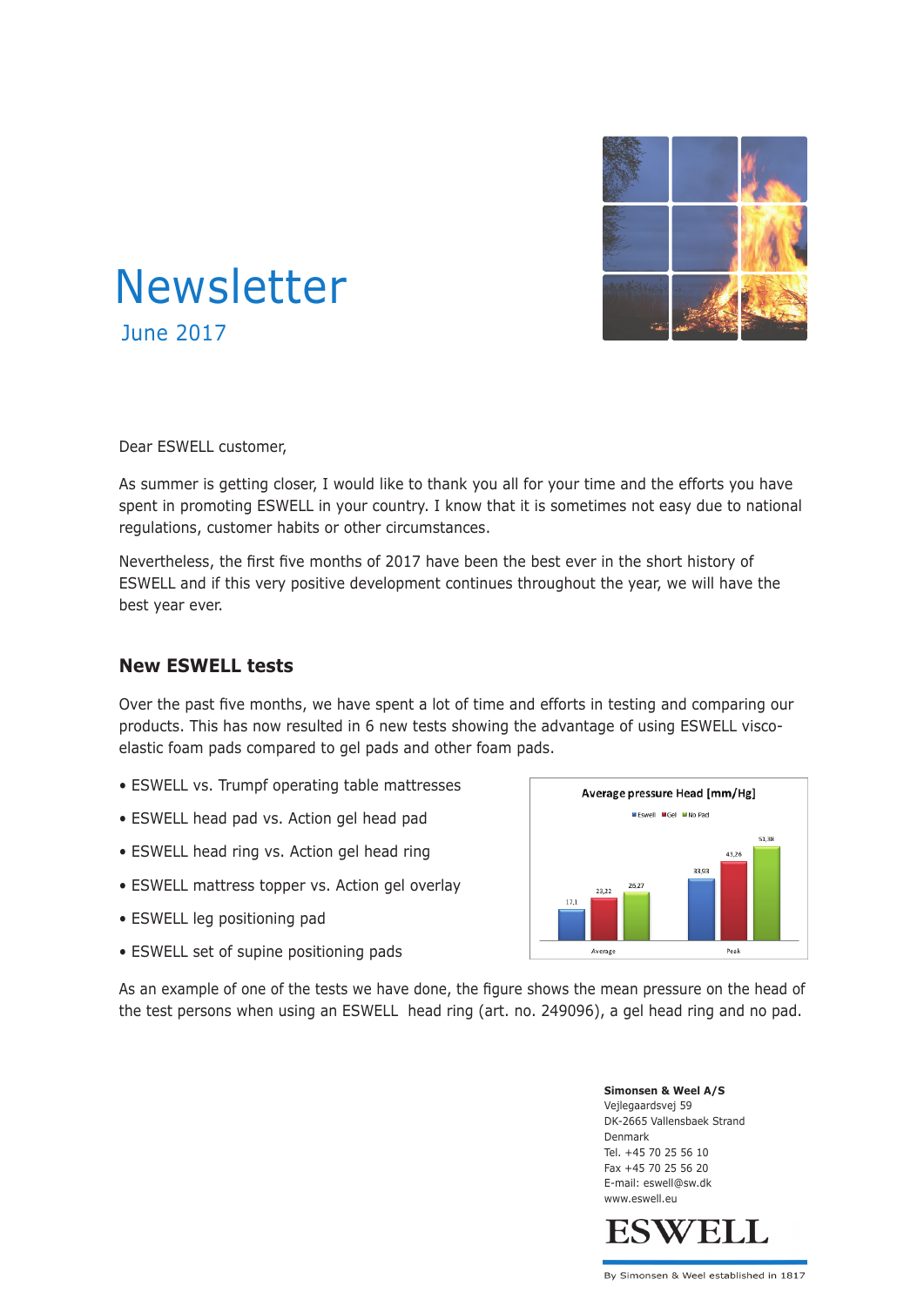# Newsletter

June 2017

Dear ESWELL customer,

As summer is getting closer, I would like to thank you all for your time and the efforts you have spent in promoting ESWELL in your country. I know that it is sometimes not easy due to national regulations, customer habits or other circumstances.

Nevertheless, the first five months of 2017 have been the best ever in the short history of ESWELL and if this very positive development continues throughout the year, we will have the best year ever.

## New ESWELL tests

Over the past five months, we have spent a lot of time and efforts in testing and comparing our products. This has now resulted in 6 new tests showing the advantage of using ESWELL visco-elastic foam pads compared to gel pads and other foam pads.

- ESWELL vs. Trumpf operating table mattresses
- ESWELL head pad vs. Action gel head pad
- ESWELL head ring vs. Action gel head ring
- ESWELL mattress topper vs. Action gel overlay
- ESWELL leg positioning pad
- ESWELL set of supine positioning pads

**Average pressure Head [mm/Hg]**

| | Eswell | Gel | No Pad |
|---|---|---|---|
| Average | 17,1 | 23,22 | 25,27 |
| Peak | 33,93 | 43,26 | 51,38 |

As an example of one of the tests we have done, the figure shows the mean pressure on the head of the test persons when using an ESWELL head ring (art. no. 249096), a gel head ring and no pad.

**Simonsen & Weel A/S**
Vejlegaardsvej 59
DK-2665 Vallensbaek Strand
Denmark
Tel. +45 70 25 56 10
Fax +45 70 25 56 20
E-mail: eswell@sw.dk
www.eswell.eu

ESWELL

By Simonsen & Weel established in 1817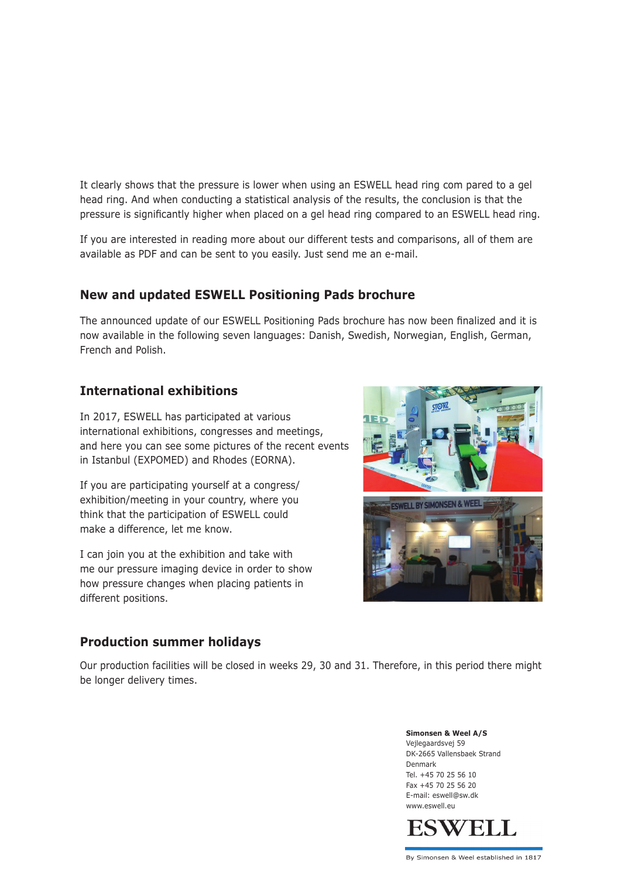It clearly shows that the pressure is lower when using an ESWELL head ring com pared to a gel head ring. And when conducting a statistical analysis of the results, the conclusion is that the pressure is significantly higher when placed on a gel head ring compared to an ESWELL head ring.

If you are interested in reading more about our different tests and comparisons, all of them are available as PDF and can be sent to you easily. Just send me an e-mail.

## New and updated ESWELL Positioning Pads brochure

The announced update of our ESWELL Positioning Pads brochure has now been finalized and it is now available in the following seven languages: Danish, Swedish, Norwegian, English, German, French and Polish.

## International exhibitions

In 2017, ESWELL has participated at various international exhibitions, congresses and meetings, and here you can see some pictures of the recent events in Istanbul (EXPOMED) and Rhodes (EORNA).

If you are participating yourself at a congress/exhibition/meeting in your country, where you think that the participation of ESWELL could make a difference, let me know.

I can join you at the exhibition and take with me our pressure imaging device in order to show how pressure changes when placing patients in different positions.

## Production summer holidays

Our production facilities will be closed in weeks 29, 30 and 31. Therefore, in this period there might be longer delivery times.

**Simonsen & Weel A/S**
Vejlegaardsvej 59
DK-2665 Vallensbaek Strand
Denmark
Tel. +45 70 25 56 10
Fax +45 70 25 56 20
E-mail: eswell@sw.dk
www.eswell.eu

ESWELL

By Simonsen & Weel established in 1817